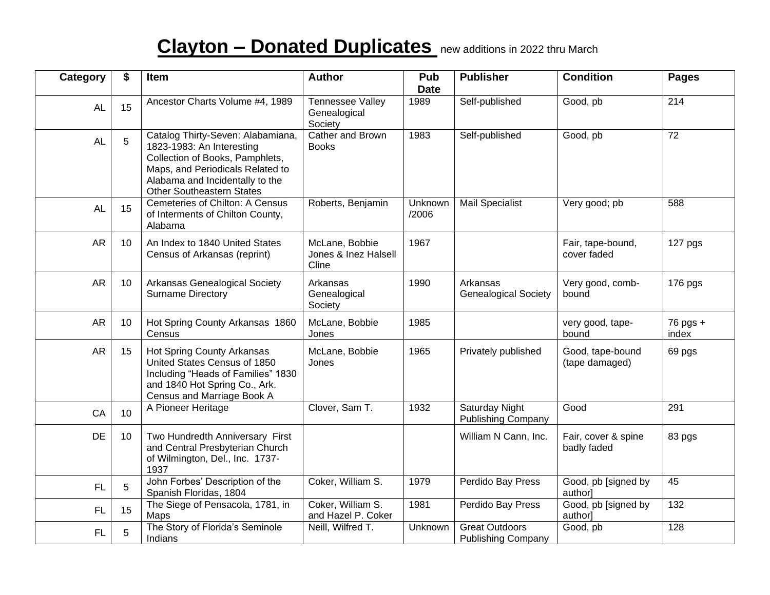# Clayton – Donated Duplicates new additions in 2022 thru March

| Category | $ | Item | Author | Pub Date | Publisher | Condition | Pages |
|---|---|---|---|---|---|---|---|
| AL | 15 | Ancestor Charts Volume #4, 1989 | Tennessee Valley Genealogical Society | 1989 | Self-published | Good, pb | 214 |
| AL | 5 | Catalog Thirty-Seven: Alabamiana, 1823-1983: An Interesting Collection of Books, Pamphlets, Maps, and Periodicals Related to Alabama and Incidentally to the Other Southeastern States | Cather and Brown Books | 1983 | Self-published | Good, pb | 72 |
| AL | 15 | Cemeteries of Chilton: A Census of Interments of Chilton County, Alabama | Roberts, Benjamin | Unknown /2006 | Mail Specialist | Very good; pb | 588 |
| AR | 10 | An Index to 1840 United States Census of Arkansas (reprint) | McLane, Bobbie Jones & Inez Halsell Cline | 1967 | | Fair, tape-bound, cover faded | 127 pgs |
| AR | 10 | Arkansas Genealogical Society Surname Directory | Arkansas Genealogical Society | 1990 | Arkansas Genealogical Society | Very good, comb-bound | 176 pgs |
| AR | 10 | Hot Spring County Arkansas 1860 Census | McLane, Bobbie Jones | 1985 | | very good, tape-bound | 76 pgs + index |
| AR | 15 | Hot Spring County Arkansas United States Census of 1850 Including "Heads of Families" 1830 and 1840 Hot Spring Co., Ark. Census and Marriage Book A | McLane, Bobbie Jones | 1965 | Privately published | Good, tape-bound (tape damaged) | 69 pgs |
| CA | 10 | A Pioneer Heritage | Clover, Sam T. | 1932 | Saturday Night Publishing Company | Good | 291 |
| DE | 10 | Two Hundredth Anniversary First and Central Presbyterian Church of Wilmington, Del., Inc. 1737-1937 | | | William N Cann, Inc. | Fair, cover & spine badly faded | 83 pgs |
| FL | 5 | John Forbes' Description of the Spanish Floridas, 1804 | Coker, William S. | 1979 | Perdido Bay Press | Good, pb [signed by author] | 45 |
| FL | 15 | The Siege of Pensacola, 1781, in Maps | Coker, William S. and Hazel P. Coker | 1981 | Perdido Bay Press | Good, pb [signed by author] | 132 |
| FL | 5 | The Story of Florida's Seminole Indians | Neill, Wilfred T. | Unknown | Great Outdoors Publishing Company | Good, pb | 128 |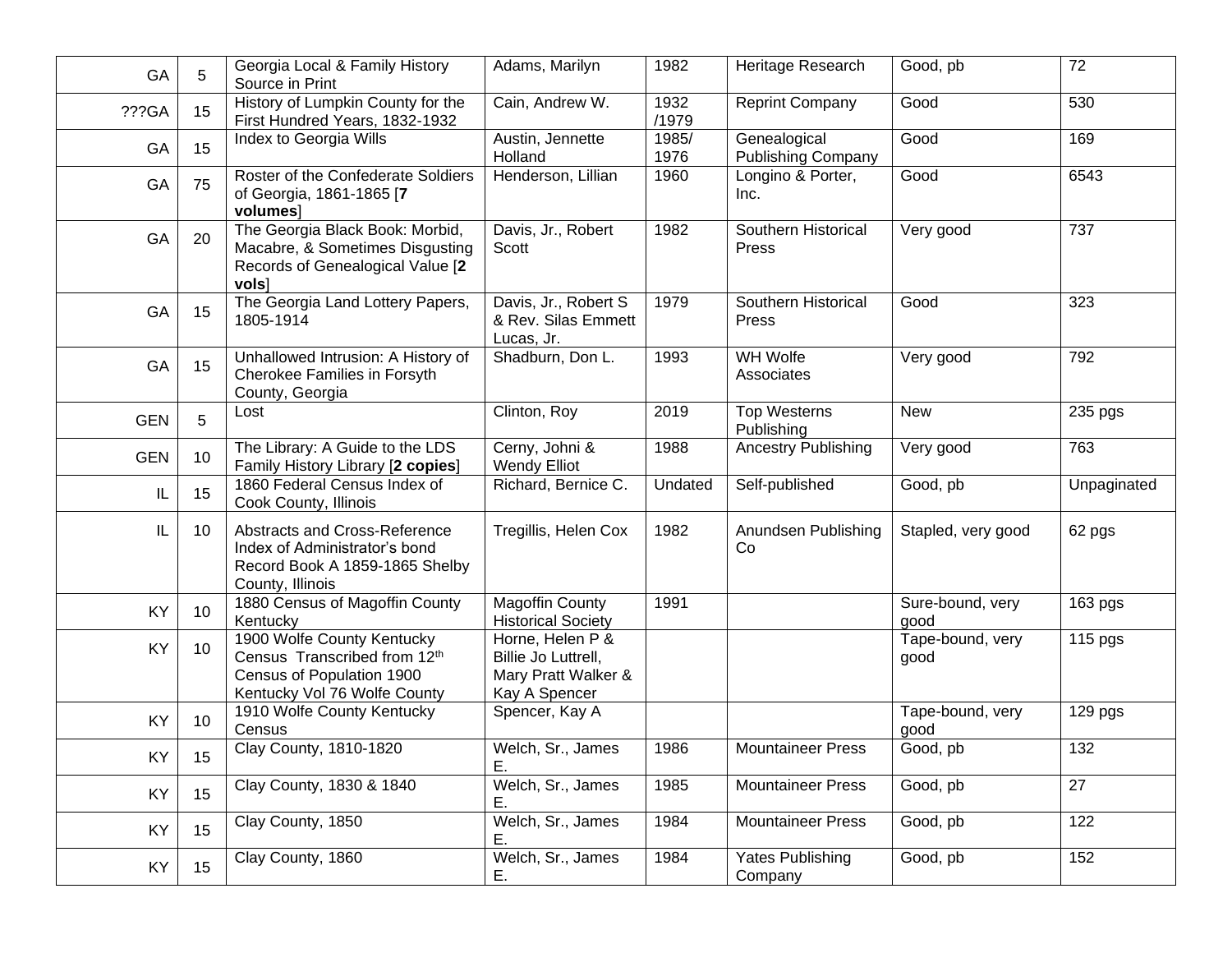| GA | 5 | Georgia Local & Family History Source in Print | Adams, Marilyn | 1982 | Heritage Research | Good, pb | 72 |
|---|---|---|---|---|---|---|---|
| ???GA | 15 | History of Lumpkin County for the First Hundred Years, 1832-1932 | Cain, Andrew W. | 1932 /1979 | Reprint Company | Good | 530 |
| GA | 15 | Index to Georgia Wills | Austin, Jennette Holland | 1985/ 1976 | Genealogical Publishing Company | Good | 169 |
| GA | 75 | Roster of the Confederate Soldiers of Georgia, 1861-1865 [**7 volumes**] | Henderson, Lillian | 1960 | Longino & Porter, Inc. | Good | 6543 |
| GA | 20 | The Georgia Black Book: Morbid, Macabre, & Sometimes Disgusting Records of Genealogical Value [**2 vols**] | Davis, Jr., Robert Scott | 1982 | Southern Historical Press | Very good | 737 |
| GA | 15 | The Georgia Land Lottery Papers, 1805-1914 | Davis, Jr., Robert S & Rev. Silas Emmett Lucas, Jr. | 1979 | Southern Historical Press | Good | 323 |
| GA | 15 | Unhallowed Intrusion: A History of Cherokee Families in Forsyth County, Georgia | Shadburn, Don L. | 1993 | WH Wolfe Associates | Very good | 792 |
| GEN | 5 | Lost | Clinton, Roy | 2019 | Top Westerns Publishing | New | 235 pgs |
| GEN | 10 | The Library: A Guide to the LDS Family History Library [**2 copies**] | Cerny, Johni & Wendy Elliot | 1988 | Ancestry Publishing | Very good | 763 |
| IL | 15 | 1860 Federal Census Index of Cook County, Illinois | Richard, Bernice C. | Undated | Self-published | Good, pb | Unpaginated |
| IL | 10 | Abstracts and Cross-Reference Index of Administrator's bond Record Book A 1859-1865 Shelby County, Illinois | Tregillis, Helen Cox | 1982 | Anundsen Publishing Co | Stapled, very good | 62 pgs |
| KY | 10 | 1880 Census of Magoffin County Kentucky | Magoffin County Historical Society | 1991 | | Sure-bound, very good | 163 pgs |
| KY | 10 | 1900 Wolfe County Kentucky Census Transcribed from 12th Census of Population 1900 Kentucky Vol 76 Wolfe County | Horne, Helen P & Billie Jo Luttrell, Mary Pratt Walker & Kay A Spencer | | | Tape-bound, very good | 115 pgs |
| KY | 10 | 1910 Wolfe County Kentucky Census | Spencer, Kay A | | | Tape-bound, very good | 129 pgs |
| KY | 15 | Clay County, 1810-1820 | Welch, Sr., James E. | 1986 | Mountaineer Press | Good, pb | 132 |
| KY | 15 | Clay County, 1830 & 1840 | Welch, Sr., James E. | 1985 | Mountaineer Press | Good, pb | 27 |
| KY | 15 | Clay County, 1850 | Welch, Sr., James E. | 1984 | Mountaineer Press | Good, pb | 122 |
| KY | 15 | Clay County, 1860 | Welch, Sr., James E. | 1984 | Yates Publishing Company | Good, pb | 152 |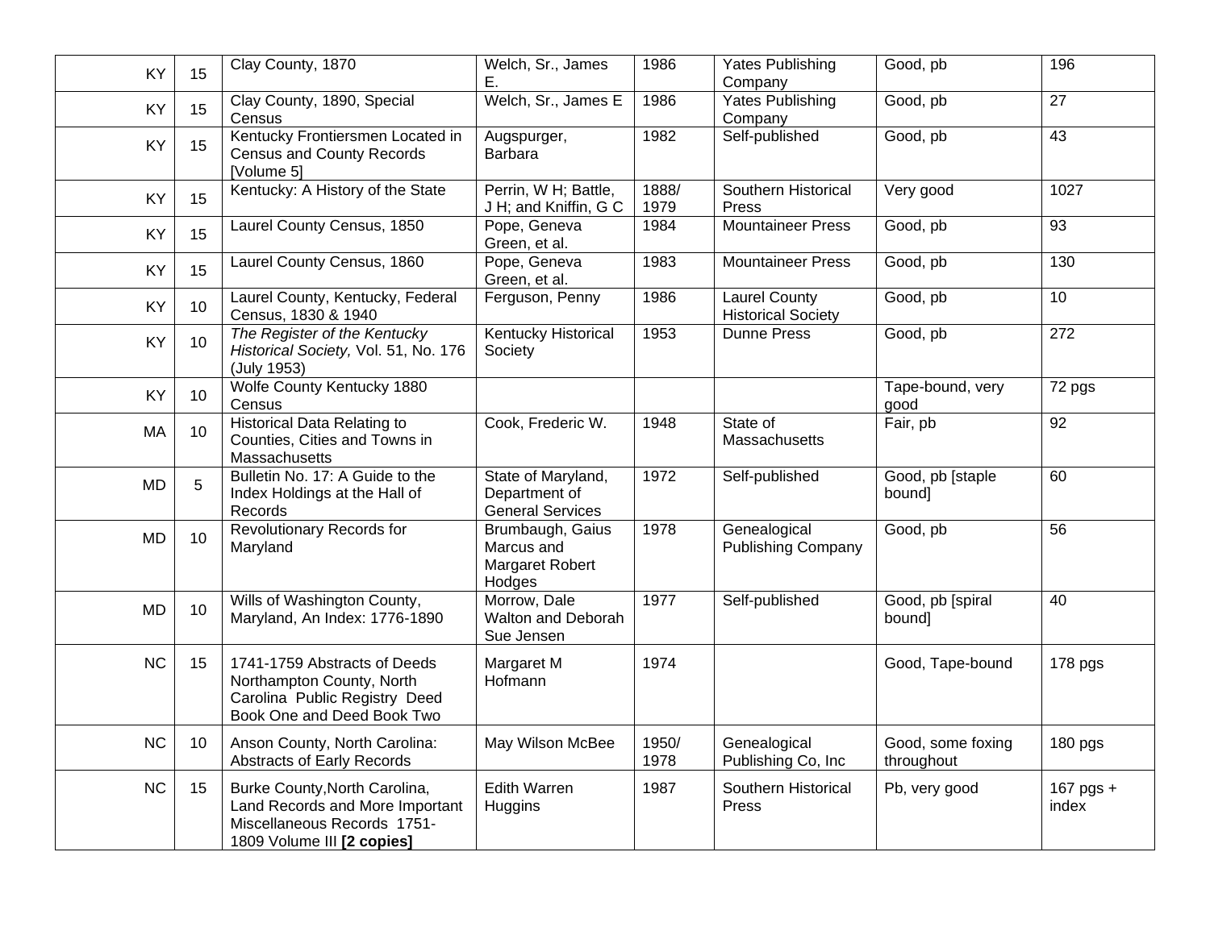| | | | | | | | |
|---|---|---|---|---|---|---|---|
| KY | 15 | Clay County, 1870 | Welch, Sr., James E. | 1986 | Yates Publishing Company | Good, pb | 196 |
| KY | 15 | Clay County, 1890, Special Census | Welch, Sr., James E | 1986 | Yates Publishing Company | Good, pb | 27 |
| KY | 15 | Kentucky Frontiersmen Located in Census and County Records [Volume 5] | Augspurger, Barbara | 1982 | Self-published | Good, pb | 43 |
| KY | 15 | Kentucky: A History of the State | Perrin, W H; Battle, J H; and Kniffin, G C | 1888/ 1979 | Southern Historical Press | Very good | 1027 |
| KY | 15 | Laurel County Census, 1850 | Pope, Geneva Green, et al. | 1984 | Mountaineer Press | Good, pb | 93 |
| KY | 15 | Laurel County Census, 1860 | Pope, Geneva Green, et al. | 1983 | Mountaineer Press | Good, pb | 130 |
| KY | 10 | Laurel County, Kentucky, Federal Census, 1830 & 1940 | Ferguson, Penny | 1986 | Laurel County Historical Society | Good, pb | 10 |
| KY | 10 | *The Register of the Kentucky Historical Society,* Vol. 51, No. 176 (July 1953) | Kentucky Historical Society | 1953 | Dunne Press | Good, pb | 272 |
| KY | 10 | Wolfe County Kentucky 1880 Census | | | | Tape-bound, very good | 72 pgs |
| MA | 10 | Historical Data Relating to Counties, Cities and Towns in Massachusetts | Cook, Frederic W. | 1948 | State of Massachusetts | Fair, pb | 92 |
| MD | 5 | Bulletin No. 17: A Guide to the Index Holdings at the Hall of Records | State of Maryland, Department of General Services | 1972 | Self-published | Good, pb [staple bound] | 60 |
| MD | 10 | Revolutionary Records for Maryland | Brumbaugh, Gaius Marcus and Margaret Robert Hodges | 1978 | Genealogical Publishing Company | Good, pb | 56 |
| MD | 10 | Wills of Washington County, Maryland, An Index: 1776-1890 | Morrow, Dale Walton and Deborah Sue Jensen | 1977 | Self-published | Good, pb [spiral bound] | 40 |
| NC | 15 | 1741-1759 Abstracts of Deeds Northampton County, North Carolina Public Registry Deed Book One and Deed Book Two | Margaret M Hofmann | 1974 | | Good, Tape-bound | 178 pgs |
| NC | 10 | Anson County, North Carolina: Abstracts of Early Records | May Wilson McBee | 1950/ 1978 | Genealogical Publishing Co, Inc | Good, some foxing throughout | 180 pgs |
| NC | 15 | Burke County,North Carolina, Land Records and More Important Miscellaneous Records 1751-1809 Volume III **[2 copies]** | Edith Warren Huggins | 1987 | Southern Historical Press | Pb, very good | 167 pgs + index |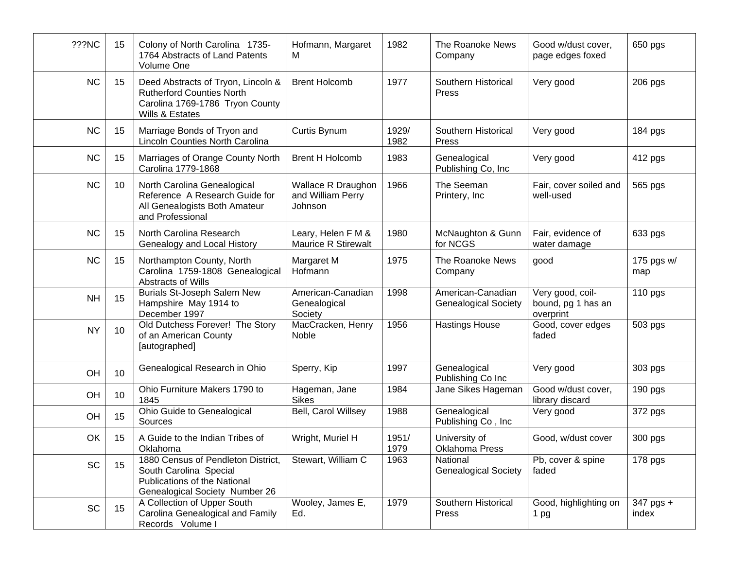| | | | | | | | |
|---|---|---|---|---|---|---|---|
| ???NC | 15 | Colony of North Carolina 1735-1764 Abstracts of Land Patents Volume One | Hofmann, Margaret M | 1982 | The Roanoke News Company | Good w/dust cover, page edges foxed | 650 pgs |
| NC | 15 | Deed Abstracts of Tryon, Lincoln & Rutherford Counties North Carolina 1769-1786 Tryon County Wills & Estates | Brent Holcomb | 1977 | Southern Historical Press | Very good | 206 pgs |
| NC | 15 | Marriage Bonds of Tryon and Lincoln Counties North Carolina | Curtis Bynum | 1929/ 1982 | Southern Historical Press | Very good | 184 pgs |
| NC | 15 | Marriages of Orange County North Carolina 1779-1868 | Brent H Holcomb | 1983 | Genealogical Publishing Co, Inc | Very good | 412 pgs |
| NC | 10 | North Carolina Genealogical Reference A Research Guide for All Genealogists Both Amateur and Professional | Wallace R Draughon and William Perry Johnson | 1966 | The Seeman Printery, Inc | Fair, cover soiled and well-used | 565 pgs |
| NC | 15 | North Carolina Research Genealogy and Local History | Leary, Helen F M & Maurice R Stirewalt | 1980 | McNaughton & Gunn for NCGS | Fair, evidence of water damage | 633 pgs |
| NC | 15 | Northampton County, North Carolina 1759-1808 Genealogical Abstracts of Wills | Margaret M Hofmann | 1975 | The Roanoke News Company | good | 175 pgs w/ map |
| NH | 15 | Burials St-Joseph Salem New Hampshire May 1914 to December 1997 | American-Canadian Genealogical Society | 1998 | American-Canadian Genealogical Society | Very good, coil-bound, pg 1 has an overprint | 110 pgs |
| NY | 10 | Old Dutchess Forever! The Story of an American County [autographed] | MacCracken, Henry Noble | 1956 | Hastings House | Good, cover edges faded | 503 pgs |
| OH | 10 | Genealogical Research in Ohio | Sperry, Kip | 1997 | Genealogical Publishing Co Inc | Very good | 303 pgs |
| OH | 10 | Ohio Furniture Makers 1790 to 1845 | Hageman, Jane Sikes | 1984 | Jane Sikes Hageman | Good w/dust cover, library discard | 190 pgs |
| OH | 15 | Ohio Guide to Genealogical Sources | Bell, Carol Willsey | 1988 | Genealogical Publishing Co , Inc | Very good | 372 pgs |
| OK | 15 | A Guide to the Indian Tribes of Oklahoma | Wright, Muriel H | 1951/ 1979 | University of Oklahoma Press | Good, w/dust cover | 300 pgs |
| SC | 15 | 1880 Census of Pendleton District, South Carolina Special Publications of the National Genealogical Society Number 26 | Stewart, William C | 1963 | National Genealogical Society | Pb, cover & spine faded | 178 pgs |
| SC | 15 | A Collection of Upper South Carolina Genealogical and Family Records Volume I | Wooley, James E, Ed. | 1979 | Southern Historical Press | Good, highlighting on 1 pg | 347 pgs + index |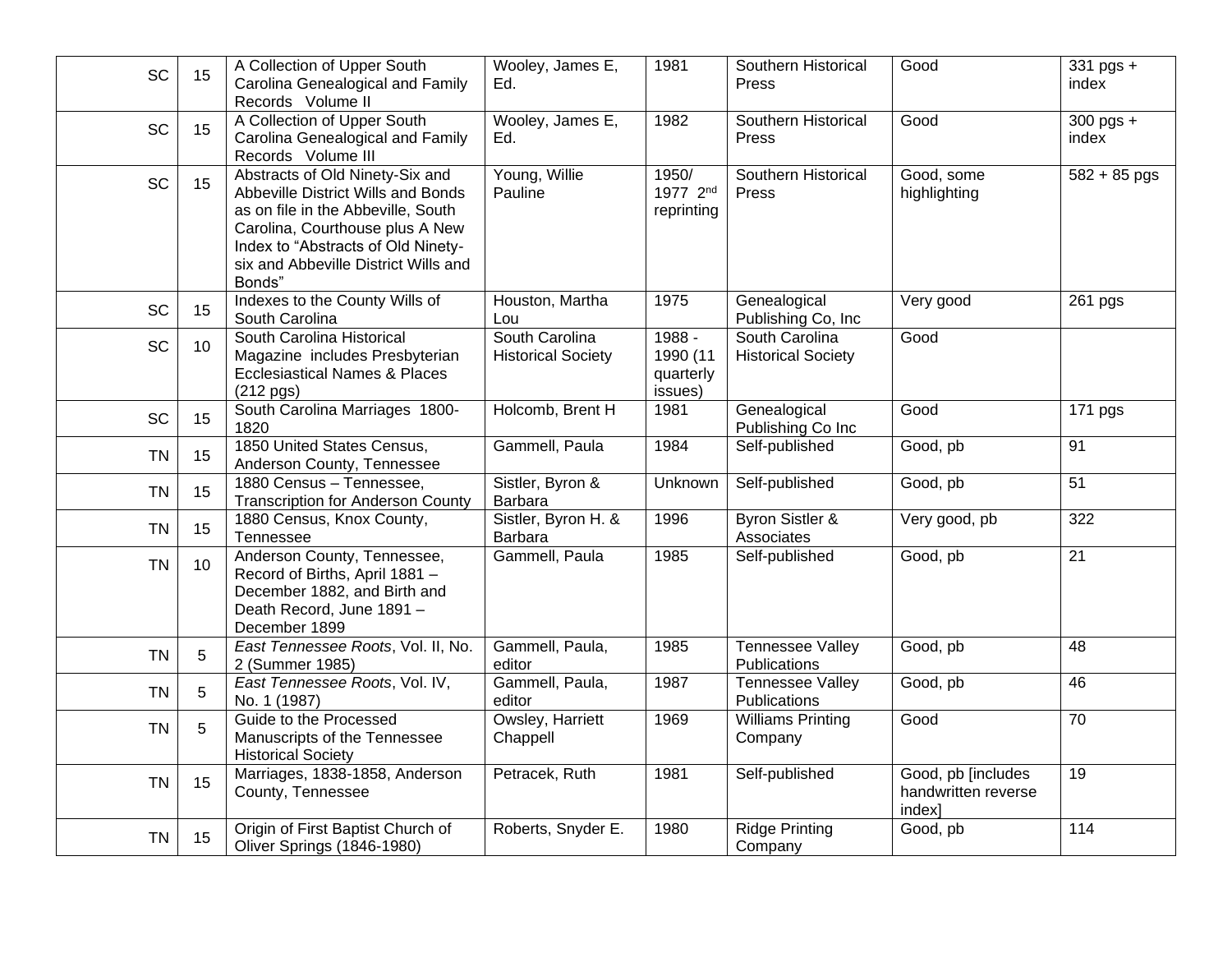| SC | 15 | A Collection of Upper South Carolina Genealogical and Family Records Volume II | Wooley, James E, Ed. | 1981 | Southern Historical Press | Good | 331 pgs + index |
|---|---|---|---|---|---|---|---|
| SC | 15 | A Collection of Upper South Carolina Genealogical and Family Records Volume III | Wooley, James E, Ed. | 1982 | Southern Historical Press | Good | 300 pgs + index |
| SC | 15 | Abstracts of Old Ninety-Six and Abbeville District Wills and Bonds as on file in the Abbeville, South Carolina, Courthouse plus A New Index to "Abstracts of Old Ninety-six and Abbeville District Wills and Bonds" | Young, Willie Pauline | 1950/ 1977 2nd reprinting | Southern Historical Press | Good, some highlighting | 582 + 85 pgs |
| SC | 15 | Indexes to the County Wills of South Carolina | Houston, Martha Lou | 1975 | Genealogical Publishing Co, Inc | Very good | 261 pgs |
| SC | 10 | South Carolina Historical Magazine includes Presbyterian Ecclesiastical Names & Places (212 pgs) | South Carolina Historical Society | 1988 - 1990 (11 quarterly issues) | South Carolina Historical Society | Good | |
| SC | 15 | South Carolina Marriages 1800-1820 | Holcomb, Brent H | 1981 | Genealogical Publishing Co Inc | Good | 171 pgs |
| TN | 15 | 1850 United States Census, Anderson County, Tennessee | Gammell, Paula | 1984 | Self-published | Good, pb | 91 |
| TN | 15 | 1880 Census – Tennessee, Transcription for Anderson County | Sistler, Byron & Barbara | Unknown | Self-published | Good, pb | 51 |
| TN | 15 | 1880 Census, Knox County, Tennessee | Sistler, Byron H. & Barbara | 1996 | Byron Sistler & Associates | Very good, pb | 322 |
| TN | 10 | Anderson County, Tennessee, Record of Births, April 1881 – December 1882, and Birth and Death Record, June 1891 – December 1899 | Gammell, Paula | 1985 | Self-published | Good, pb | 21 |
| TN | 5 | *East Tennessee Roots*, Vol. II, No. 2 (Summer 1985) | Gammell, Paula, editor | 1985 | Tennessee Valley Publications | Good, pb | 48 |
| TN | 5 | *East Tennessee Roots*, Vol. IV, No. 1 (1987) | Gammell, Paula, editor | 1987 | Tennessee Valley Publications | Good, pb | 46 |
| TN | 5 | Guide to the Processed Manuscripts of the Tennessee Historical Society | Owsley, Harriett Chappell | 1969 | Williams Printing Company | Good | 70 |
| TN | 15 | Marriages, 1838-1858, Anderson County, Tennessee | Petracek, Ruth | 1981 | Self-published | Good, pb [includes handwritten reverse index] | 19 |
| TN | 15 | Origin of First Baptist Church of Oliver Springs (1846-1980) | Roberts, Snyder E. | 1980 | Ridge Printing Company | Good, pb | 114 |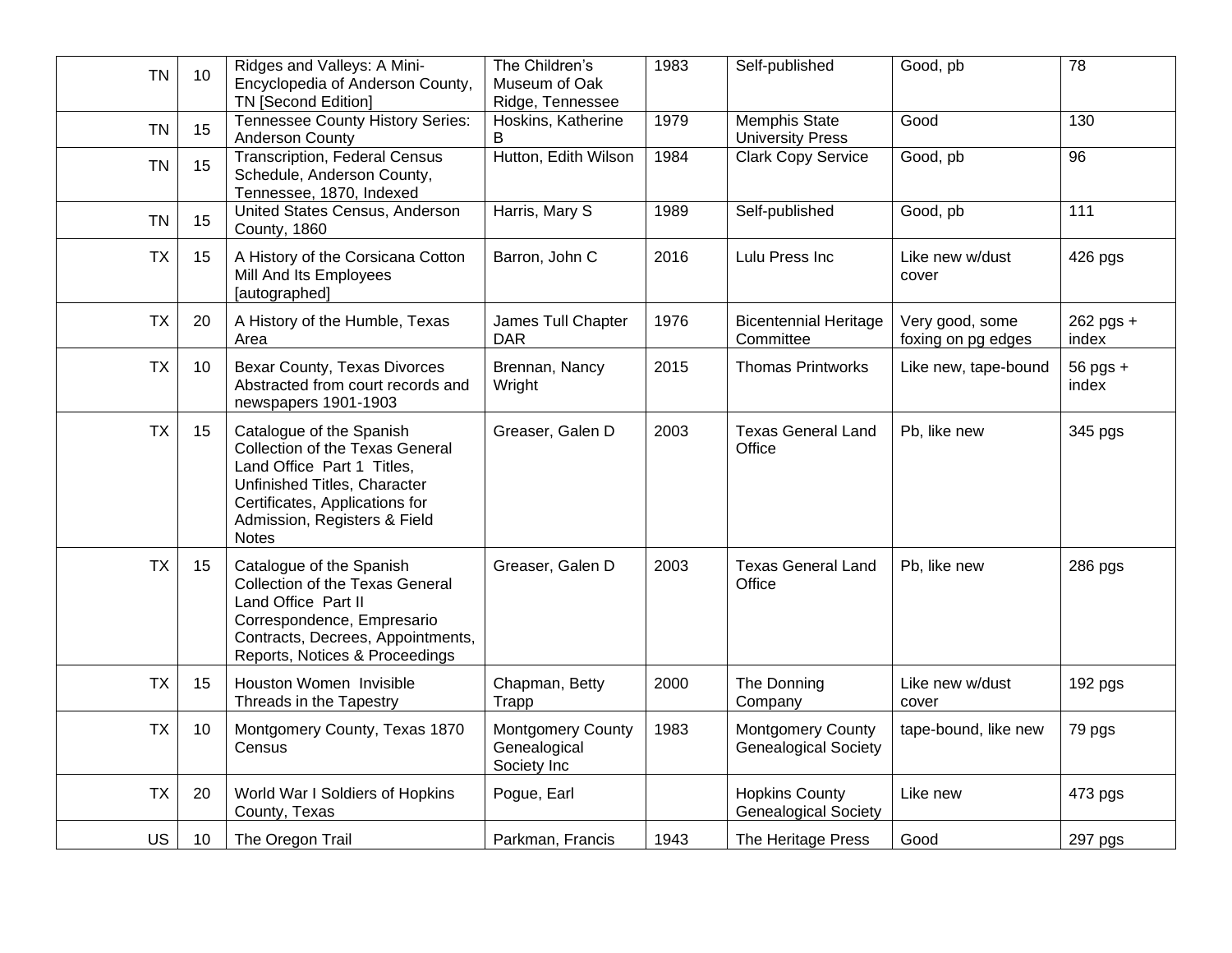| | | | | | | | |
|---|---|---|---|---|---|---|---|
| TN | 10 | Ridges and Valleys: A Mini-Encyclopedia of Anderson County, TN [Second Edition] | The Children's Museum of Oak Ridge, Tennessee | 1983 | Self-published | Good, pb | 78 |
| TN | 15 | Tennessee County History Series: Anderson County | Hoskins, Katherine B | 1979 | Memphis State University Press | Good | 130 |
| TN | 15 | Transcription, Federal Census Schedule, Anderson County, Tennessee, 1870, Indexed | Hutton, Edith Wilson | 1984 | Clark Copy Service | Good, pb | 96 |
| TN | 15 | United States Census, Anderson County, 1860 | Harris, Mary S | 1989 | Self-published | Good, pb | 111 |
| TX | 15 | A History of the Corsicana Cotton Mill And Its Employees [autographed] | Barron, John C | 2016 | Lulu Press Inc | Like new w/dust cover | 426 pgs |
| TX | 20 | A History of the Humble, Texas Area | James Tull Chapter DAR | 1976 | Bicentennial Heritage Committee | Very good, some foxing on pg edges | 262 pgs + index |
| TX | 10 | Bexar County, Texas Divorces Abstracted from court records and newspapers 1901-1903 | Brennan, Nancy Wright | 2015 | Thomas Printworks | Like new, tape-bound | 56 pgs + index |
| TX | 15 | Catalogue of the Spanish Collection of the Texas General Land Office Part 1 Titles, Unfinished Titles, Character Certificates, Applications for Admission, Registers & Field Notes | Greaser, Galen D | 2003 | Texas General Land Office | Pb, like new | 345 pgs |
| TX | 15 | Catalogue of the Spanish Collection of the Texas General Land Office Part II Correspondence, Empresario Contracts, Decrees, Appointments, Reports, Notices & Proceedings | Greaser, Galen D | 2003 | Texas General Land Office | Pb, like new | 286 pgs |
| TX | 15 | Houston Women Invisible Threads in the Tapestry | Chapman, Betty Trapp | 2000 | The Donning Company | Like new w/dust cover | 192 pgs |
| TX | 10 | Montgomery County, Texas 1870 Census | Montgomery County Genealogical Society Inc | 1983 | Montgomery County Genealogical Society | tape-bound, like new | 79 pgs |
| TX | 20 | World War I Soldiers of Hopkins County, Texas | Pogue, Earl | | Hopkins County Genealogical Society | Like new | 473 pgs |
| US | 10 | The Oregon Trail | Parkman, Francis | 1943 | The Heritage Press | Good | 297 pgs |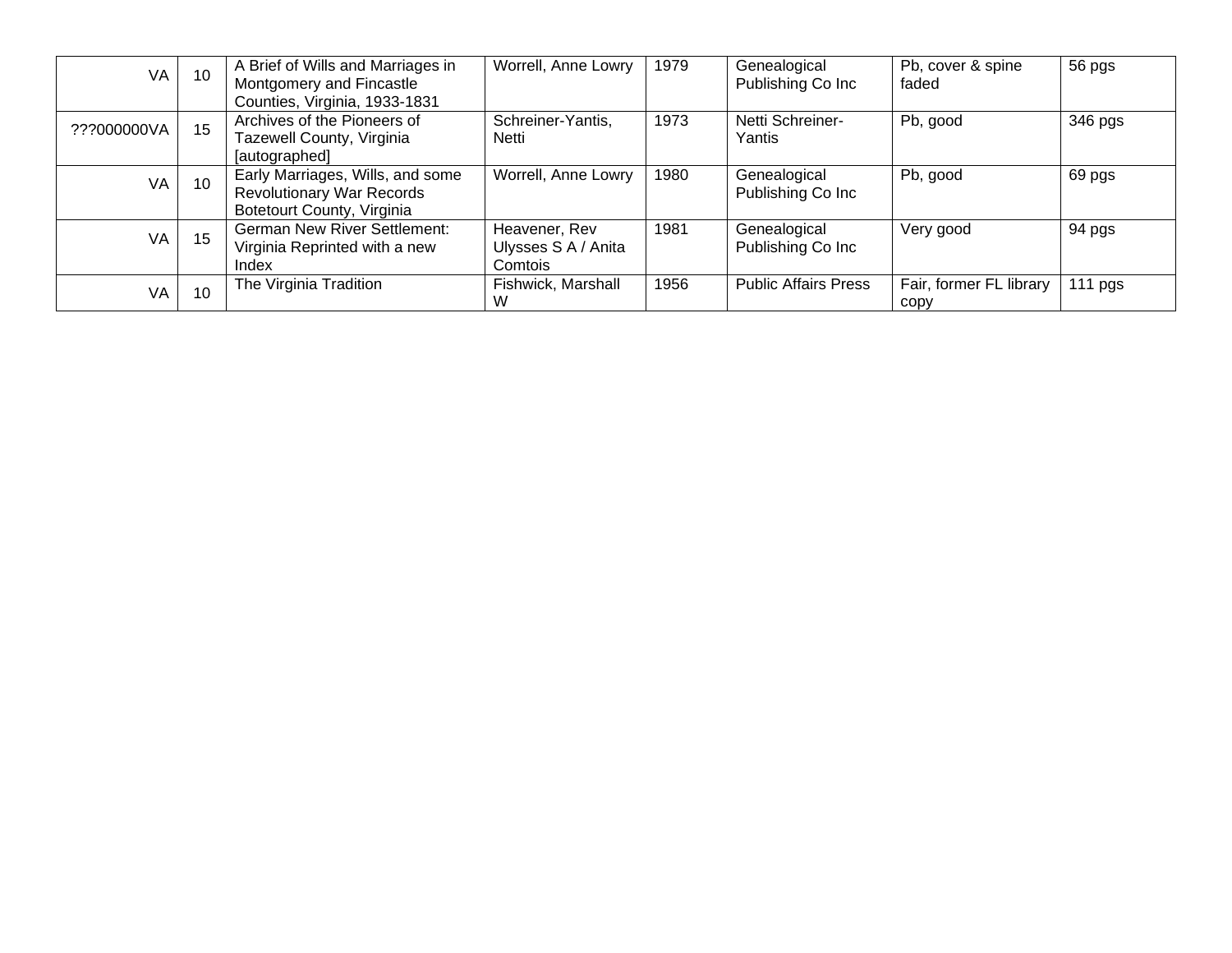| | | | | | | | |
|---|---|---|---|---|---|---|---|
| VA | 10 | A Brief of Wills and Marriages in Montgomery and Fincastle Counties, Virginia, 1933-1831 | Worrell, Anne Lowry | 1979 | Genealogical Publishing Co Inc | Pb, cover & spine faded | 56 pgs |
| ???000000VA | 15 | Archives of the Pioneers of Tazewell County, Virginia [autographed] | Schreiner-Yantis, Netti | 1973 | Netti Schreiner-Yantis | Pb, good | 346 pgs |
| VA | 10 | Early Marriages, Wills, and some Revolutionary War Records Botetourt County, Virginia | Worrell, Anne Lowry | 1980 | Genealogical Publishing Co Inc | Pb, good | 69 pgs |
| VA | 15 | German New River Settlement: Virginia Reprinted with a new Index | Heavener, Rev Ulysses S A / Anita Comtois | 1981 | Genealogical Publishing Co Inc | Very good | 94 pgs |
| VA | 10 | The Virginia Tradition | Fishwick, Marshall W | 1956 | Public Affairs Press | Fair, former FL library copy | 111 pgs |